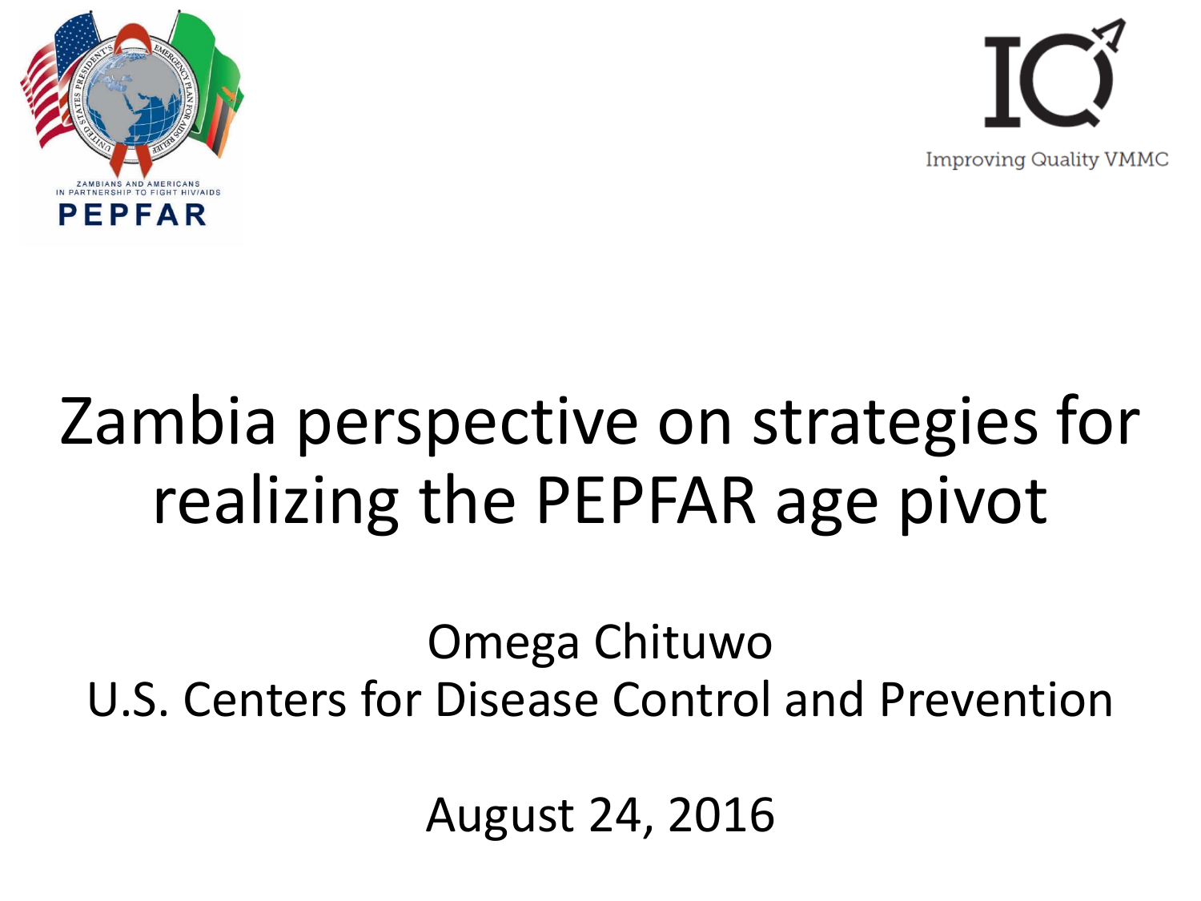ZAMBIANS AND AMERICANS IN PARTNERSHIP TO FIGHT HIV/AIDS

PEPFAR

Improving Quality VMMC

# Zambia perspective on strategies for realizing the PEPFAR age pivot

Omega Chituwo

U.S. Centers for Disease Control and Prevention

August 24, 2016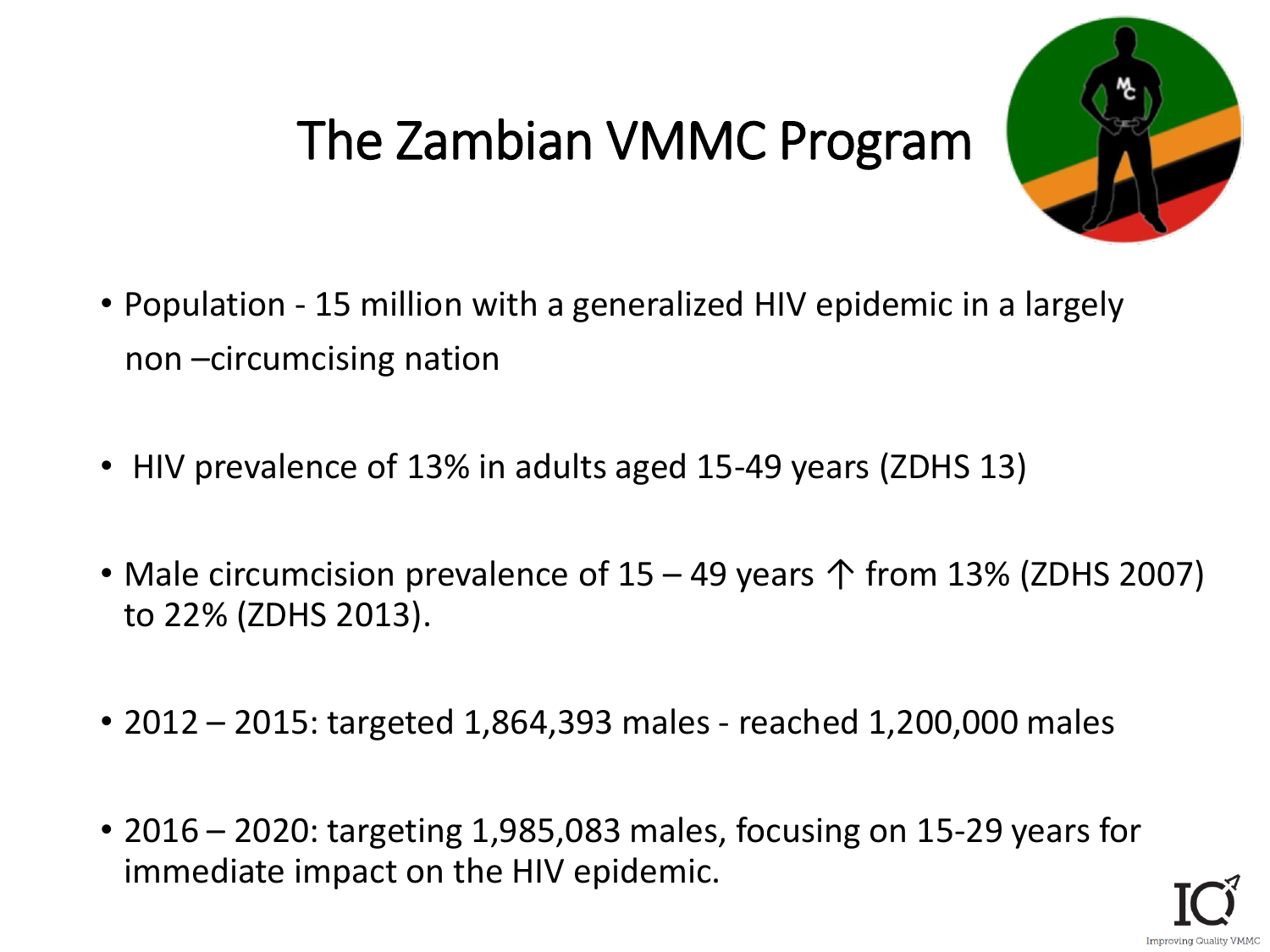# The Zambian VMMC Program

- Population - 15 million with a generalized HIV epidemic in a largely non –circumcising nation
- HIV prevalence of 13% in adults aged 15-49 years (ZDHS 13)
- Male circumcision prevalence of 15 – 49 years ↑ from 13% (ZDHS 2007) to 22% (ZDHS 2013).
- 2012 – 2015: targeted 1,864,393 males - reached 1,200,000 males
- 2016 – 2020: targeting 1,985,083 males, focusing on 15-29 years for immediate impact on the HIV epidemic.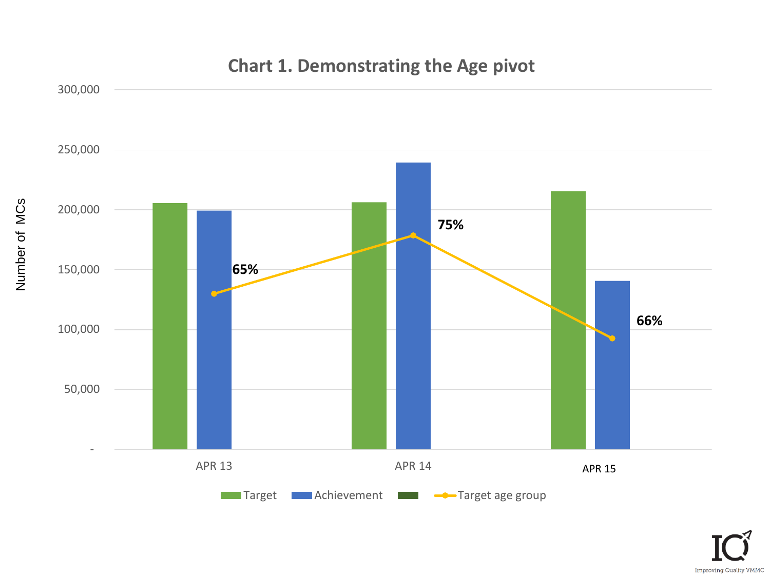# Chart 1. Demonstrating the Age pivot

| | Target | Achievement | Target age group |
|---|---|---|---|
| APR 13 | | | 65% |
| APR 14 | | | 75% |
| APR 15 | | | 66% |

Number of MCs

Target · Achievement · Target age group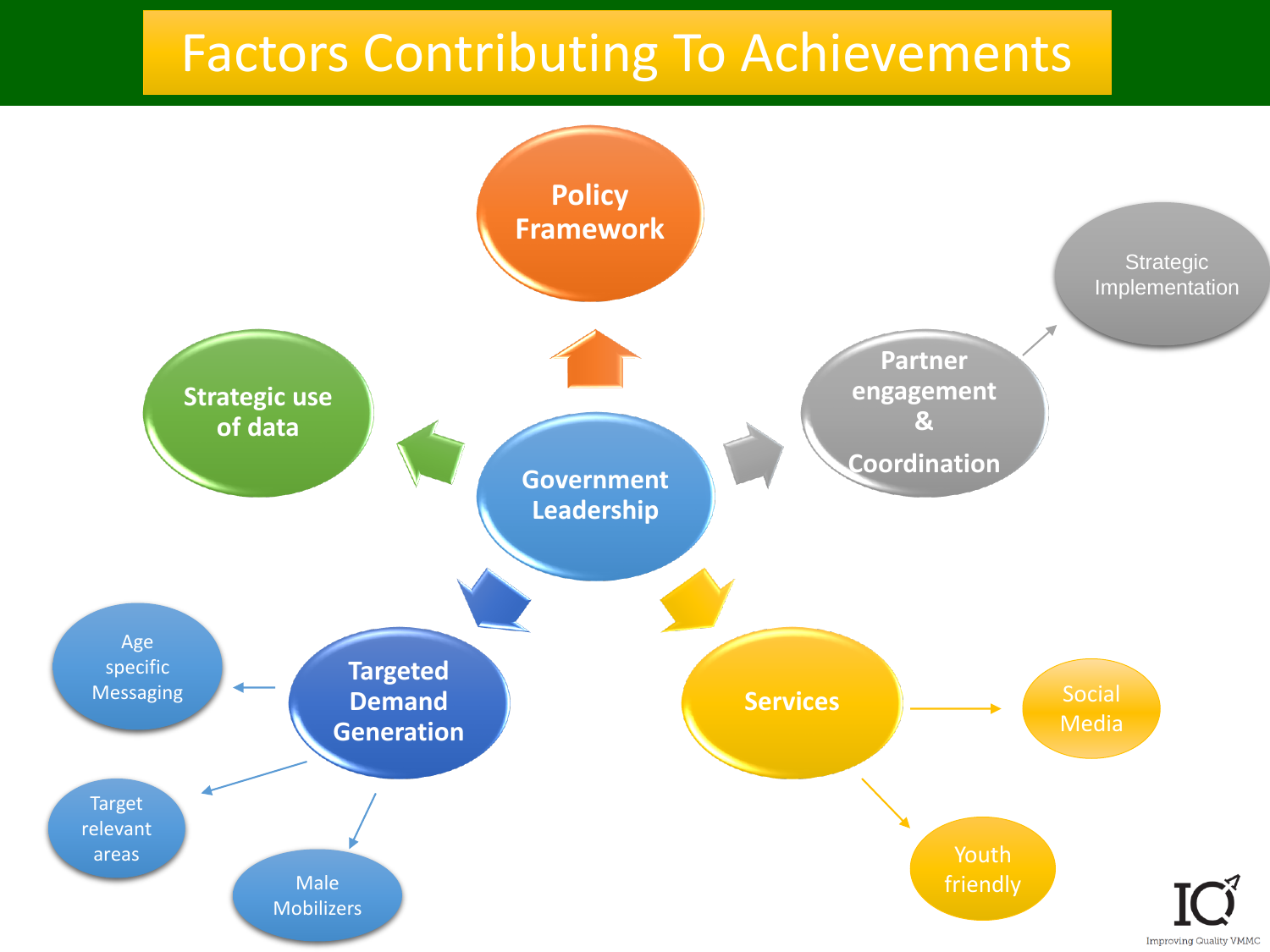# Factors Contributing To Achievements

- **Government Leadership**
  - **Policy Framework**
  - **Strategic use of data**
  - **Partner engagement & Coordination**
    - Strategic Implementation
  - **Targeted Demand Generation**
    - Age specific Messaging
    - Target relevant areas
    - Male Mobilizers
  - **Services**
    - Social Media
    - Youth friendly

IQ Improving Quality VMMC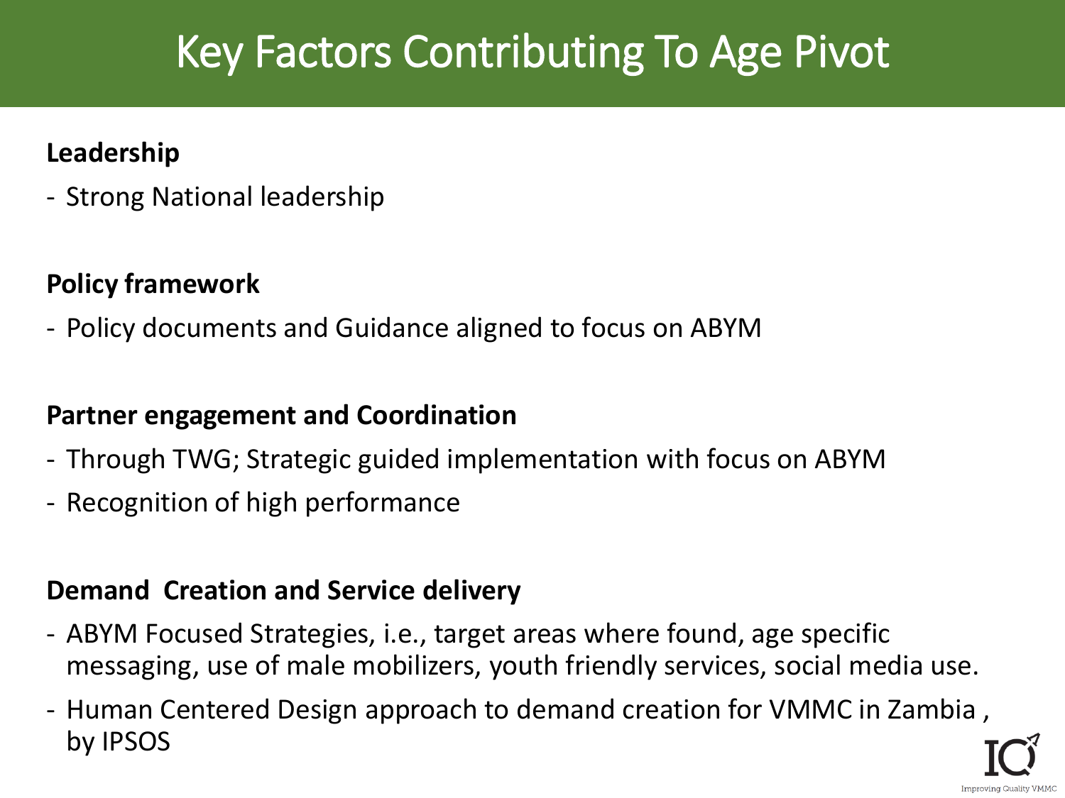# Key Factors Contributing To Age Pivot

**Leadership**

- Strong National leadership

**Policy framework**

- Policy documents and Guidance aligned to focus on ABYM

**Partner engagement and Coordination**

- Through TWG; Strategic guided implementation with focus on ABYM
- Recognition of high performance

**Demand Creation and Service delivery**

- ABYM Focused Strategies, i.e., target areas where found, age specific messaging, use of male mobilizers, youth friendly services, social media use.
- Human Centered Design approach to demand creation for VMMC in Zambia , by IPSOS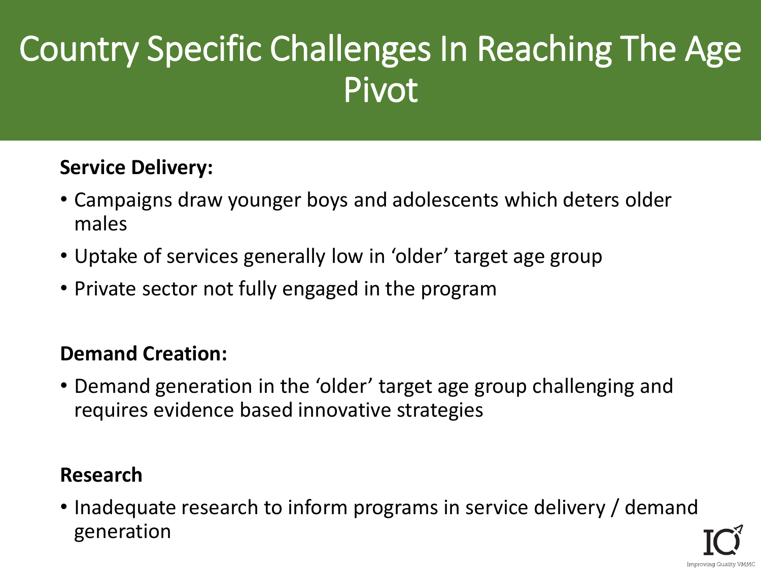# Country Specific Challenges In Reaching The Age Pivot

**Service Delivery:**

- Campaigns draw younger boys and adolescents which deters older males
- Uptake of services generally low in 'older' target age group
- Private sector not fully engaged in the program

**Demand Creation:**

- Demand generation in the 'older' target age group challenging and requires evidence based innovative strategies

**Research**

- Inadequate research to inform programs in service delivery / demand generation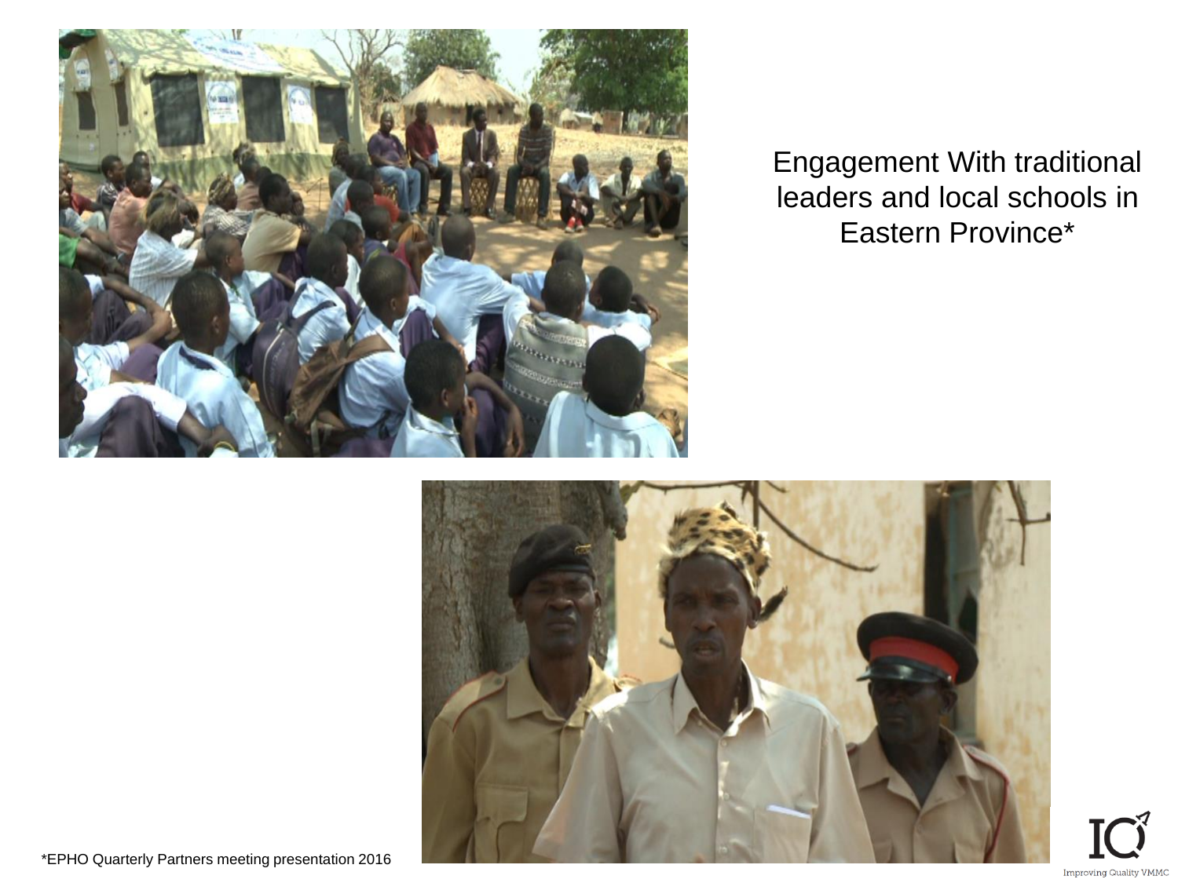Engagement With traditional leaders and local schools in Eastern Province*

*EPHO Quarterly Partners meeting presentation 2016